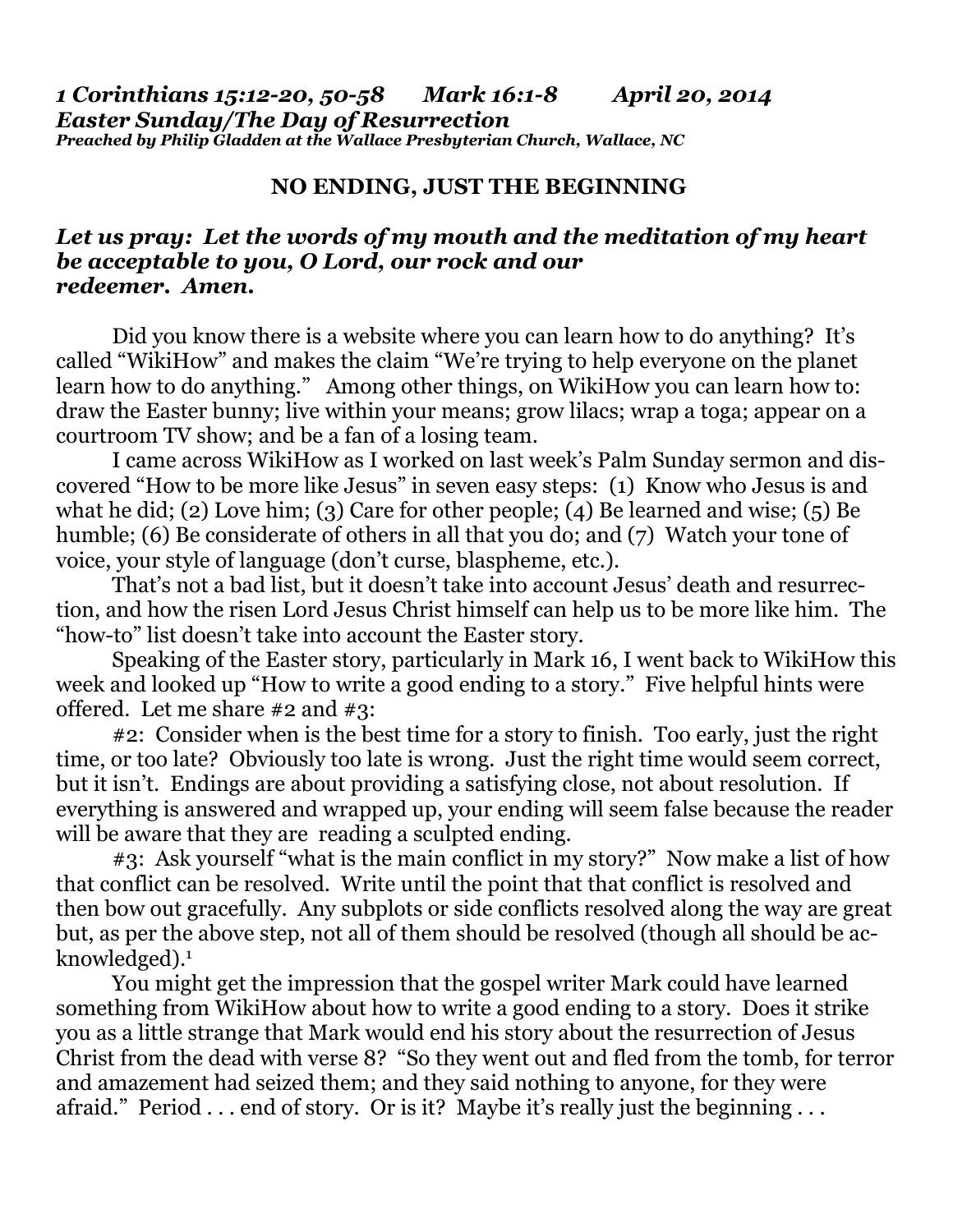***1 Corinthians 15:12-20, 50-58      Mark 16:1-8      April 20, 2014***
***Easter Sunday/The Day of Resurrection***
***Preached by Philip Gladden at the Wallace Presbyterian Church, Wallace, NC***

## NO ENDING, JUST THE BEGINNING

***Let us pray: Let the words of my mouth and the meditation of my heart be acceptable to you, O Lord, our rock and our redeemer. Amen.***

Did you know there is a website where you can learn how to do anything? It's called "WikiHow" and makes the claim "We're trying to help everyone on the planet learn how to do anything." Among other things, on WikiHow you can learn how to: draw the Easter bunny; live within your means; grow lilacs; wrap a toga; appear on a courtroom TV show; and be a fan of a losing team.

I came across WikiHow as I worked on last week's Palm Sunday sermon and discovered "How to be more like Jesus" in seven easy steps: (1) Know who Jesus is and what he did; (2) Love him; (3) Care for other people; (4) Be learned and wise; (5) Be humble; (6) Be considerate of others in all that you do; and (7) Watch your tone of voice, your style of language (don't curse, blaspheme, etc.).

That's not a bad list, but it doesn't take into account Jesus' death and resurrection, and how the risen Lord Jesus Christ himself can help us to be more like him. The "how-to" list doesn't take into account the Easter story.

Speaking of the Easter story, particularly in Mark 16, I went back to WikiHow this week and looked up "How to write a good ending to a story." Five helpful hints were offered. Let me share #2 and #3:

#2: Consider when is the best time for a story to finish. Too early, just the right time, or too late? Obviously too late is wrong. Just the right time would seem correct, but it isn't. Endings are about providing a satisfying close, not about resolution. If everything is answered and wrapped up, your ending will seem false because the reader will be aware that they are reading a sculpted ending.

#3: Ask yourself "what is the main conflict in my story?" Now make a list of how that conflict can be resolved. Write until the point that that conflict is resolved and then bow out gracefully. Any subplots or side conflicts resolved along the way are great but, as per the above step, not all of them should be resolved (though all should be acknowledged).[1]

You might get the impression that the gospel writer Mark could have learned something from WikiHow about how to write a good ending to a story. Does it strike you as a little strange that Mark would end his story about the resurrection of Jesus Christ from the dead with verse 8? "So they went out and fled from the tomb, for terror and amazement had seized them; and they said nothing to anyone, for they were afraid." Period . . . end of story. Or is it? Maybe it's really just the beginning . . .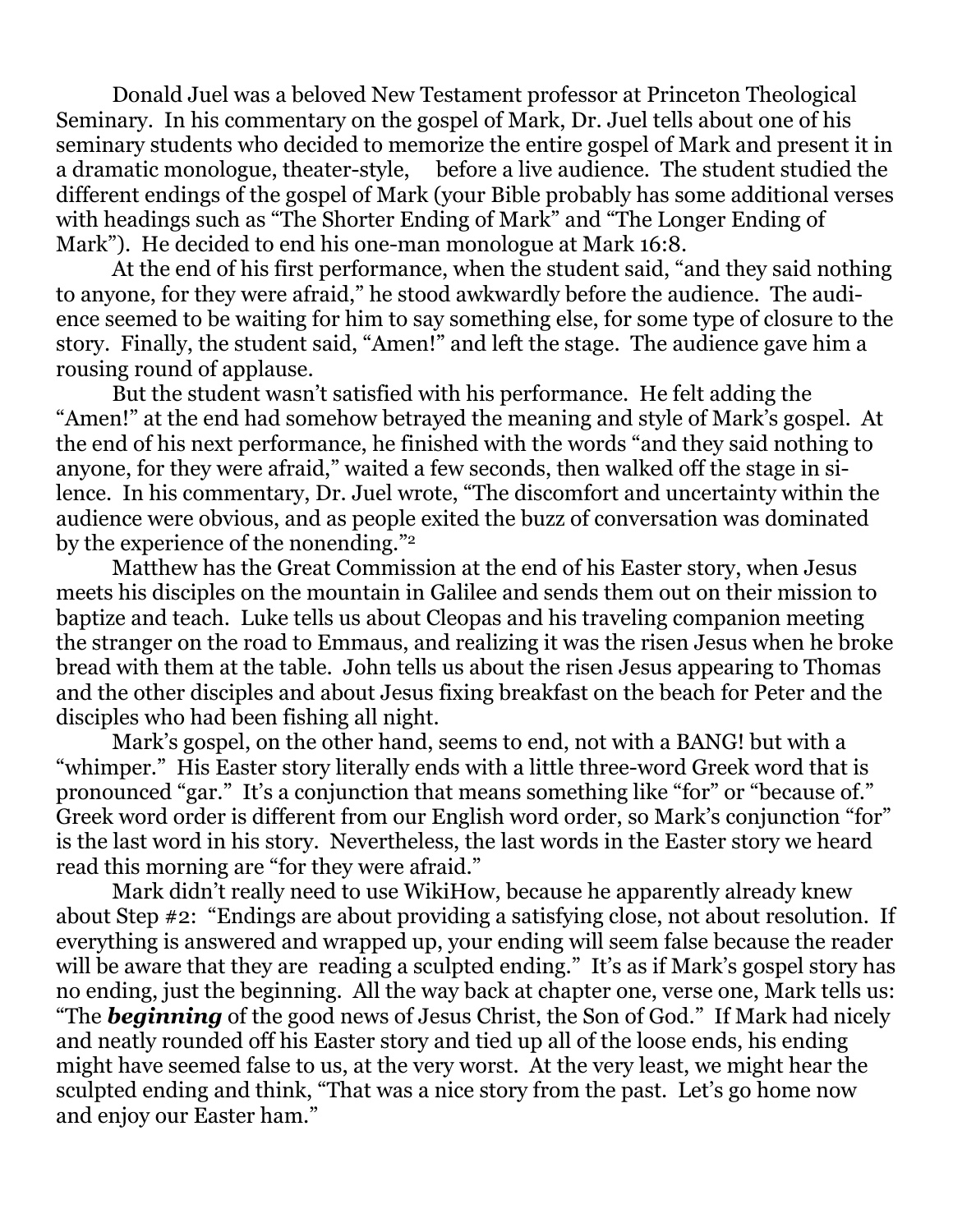Donald Juel was a beloved New Testament professor at Princeton Theological Seminary. In his commentary on the gospel of Mark, Dr. Juel tells about one of his seminary students who decided to memorize the entire gospel of Mark and present it in a dramatic monologue, theater-style, before a live audience. The student studied the different endings of the gospel of Mark (your Bible probably has some additional verses with headings such as "The Shorter Ending of Mark" and "The Longer Ending of Mark"). He decided to end his one-man monologue at Mark 16:8.

At the end of his first performance, when the student said, "and they said nothing to anyone, for they were afraid," he stood awkwardly before the audience. The audience seemed to be waiting for him to say something else, for some type of closure to the story. Finally, the student said, "Amen!" and left the stage. The audience gave him a rousing round of applause.

But the student wasn't satisfied with his performance. He felt adding the "Amen!" at the end had somehow betrayed the meaning and style of Mark's gospel. At the end of his next performance, he finished with the words "and they said nothing to anyone, for they were afraid," waited a few seconds, then walked off the stage in silence. In his commentary, Dr. Juel wrote, "The discomfort and uncertainty within the audience were obvious, and as people exited the buzz of conversation was dominated by the experience of the nonending."[2]

Matthew has the Great Commission at the end of his Easter story, when Jesus meets his disciples on the mountain in Galilee and sends them out on their mission to baptize and teach. Luke tells us about Cleopas and his traveling companion meeting the stranger on the road to Emmaus, and realizing it was the risen Jesus when he broke bread with them at the table. John tells us about the risen Jesus appearing to Thomas and the other disciples and about Jesus fixing breakfast on the beach for Peter and the disciples who had been fishing all night.

Mark's gospel, on the other hand, seems to end, not with a BANG! but with a "whimper." His Easter story literally ends with a little three-word Greek word that is pronounced "gar." It's a conjunction that means something like "for" or "because of." Greek word order is different from our English word order, so Mark's conjunction "for" is the last word in his story. Nevertheless, the last words in the Easter story we heard read this morning are "for they were afraid."

Mark didn't really need to use WikiHow, because he apparently already knew about Step #2: "Endings are about providing a satisfying close, not about resolution. If everything is answered and wrapped up, your ending will seem false because the reader will be aware that they are reading a sculpted ending." It's as if Mark's gospel story has no ending, just the beginning. All the way back at chapter one, verse one, Mark tells us: "The ***beginning*** of the good news of Jesus Christ, the Son of God." If Mark had nicely and neatly rounded off his Easter story and tied up all of the loose ends, his ending might have seemed false to us, at the very worst. At the very least, we might hear the sculpted ending and think, "That was a nice story from the past. Let's go home now and enjoy our Easter ham."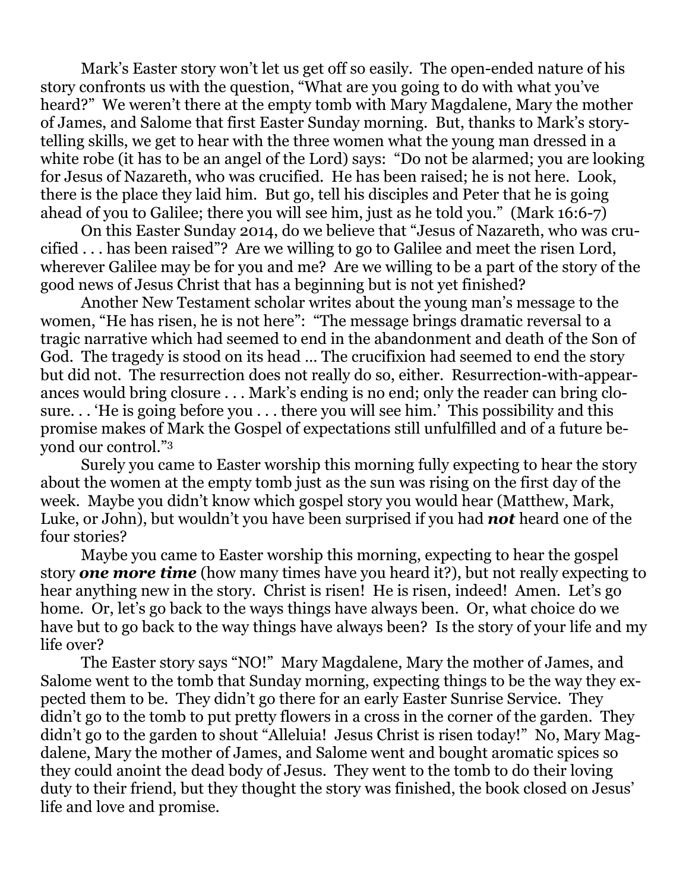Mark's Easter story won't let us get off so easily. The open-ended nature of his story confronts us with the question, "What are you going to do with what you've heard?" We weren't there at the empty tomb with Mary Magdalene, Mary the mother of James, and Salome that first Easter Sunday morning. But, thanks to Mark's storytelling skills, we get to hear with the three women what the young man dressed in a white robe (it has to be an angel of the Lord) says: "Do not be alarmed; you are looking for Jesus of Nazareth, who was crucified. He has been raised; he is not here. Look, there is the place they laid him. But go, tell his disciples and Peter that he is going ahead of you to Galilee; there you will see him, just as he told you." (Mark 16:6-7)

On this Easter Sunday 2014, do we believe that "Jesus of Nazareth, who was crucified . . . has been raised"? Are we willing to go to Galilee and meet the risen Lord, wherever Galilee may be for you and me? Are we willing to be a part of the story of the good news of Jesus Christ that has a beginning but is not yet finished?

Another New Testament scholar writes about the young man's message to the women, "He has risen, he is not here": "The message brings dramatic reversal to a tragic narrative which had seemed to end in the abandonment and death of the Son of God. The tragedy is stood on its head … The crucifixion had seemed to end the story but did not. The resurrection does not really do so, either. Resurrection-with-appearances would bring closure . . . Mark's ending is no end; only the reader can bring closure. . . 'He is going before you . . . there you will see him.' This possibility and this promise makes of Mark the Gospel of expectations still unfulfilled and of a future beyond our control."[3]

Surely you came to Easter worship this morning fully expecting to hear the story about the women at the empty tomb just as the sun was rising on the first day of the week. Maybe you didn't know which gospel story you would hear (Matthew, Mark, Luke, or John), but wouldn't you have been surprised if you had ***not*** heard one of the four stories?

Maybe you came to Easter worship this morning, expecting to hear the gospel story ***one more time*** (how many times have you heard it?), but not really expecting to hear anything new in the story. Christ is risen! He is risen, indeed! Amen. Let's go home. Or, let's go back to the ways things have always been. Or, what choice do we have but to go back to the way things have always been? Is the story of your life and my life over?

The Easter story says "NO!" Mary Magdalene, Mary the mother of James, and Salome went to the tomb that Sunday morning, expecting things to be the way they expected them to be. They didn't go there for an early Easter Sunrise Service. They didn't go to the tomb to put pretty flowers in a cross in the corner of the garden. They didn't go to the garden to shout "Alleluia! Jesus Christ is risen today!" No, Mary Magdalene, Mary the mother of James, and Salome went and bought aromatic spices so they could anoint the dead body of Jesus. They went to the tomb to do their loving duty to their friend, but they thought the story was finished, the book closed on Jesus' life and love and promise.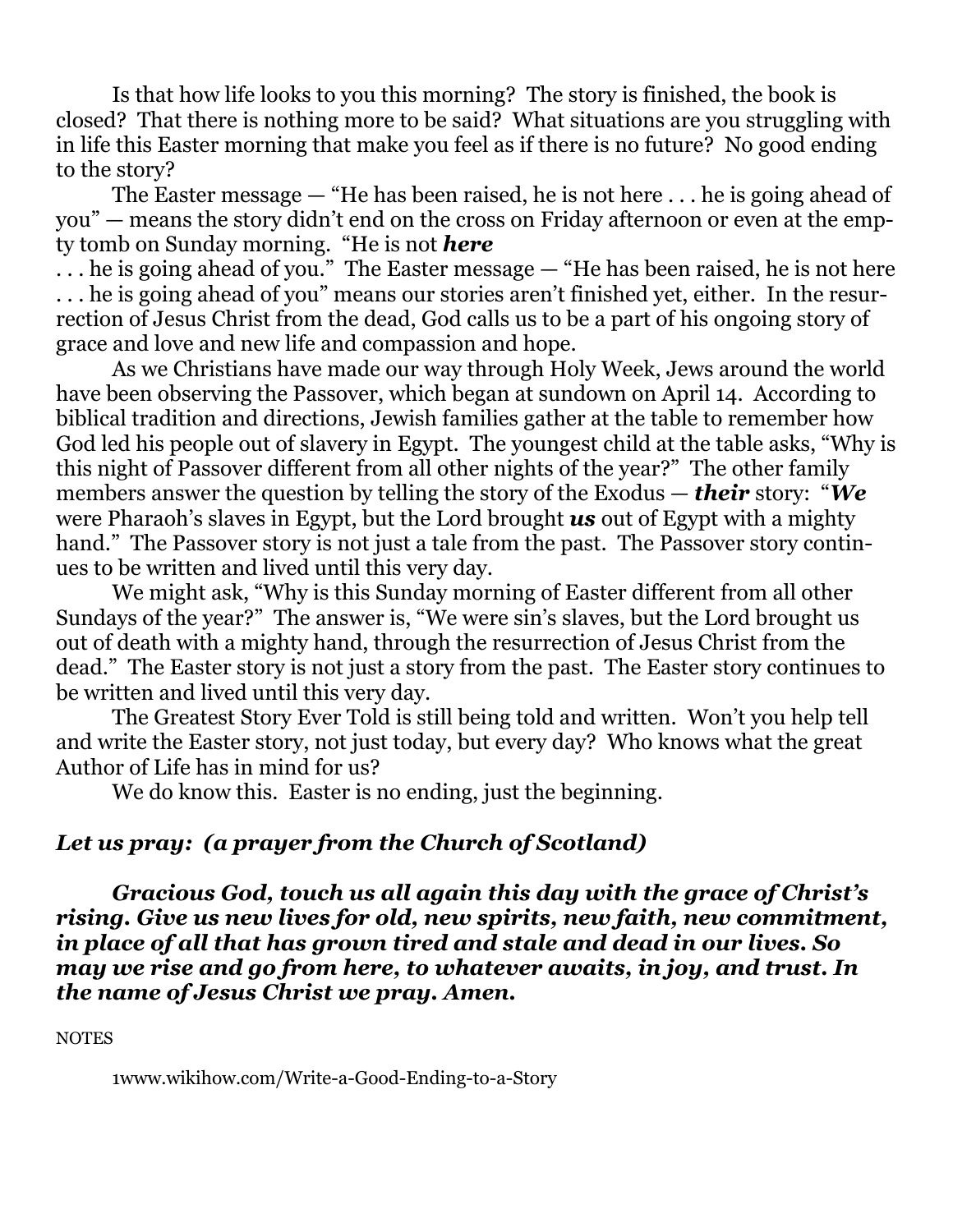Is that how life looks to you this morning? The story is finished, the book is closed? That there is nothing more to be said? What situations are you struggling with in life this Easter morning that make you feel as if there is no future? No good ending to the story?

The Easter message — "He has been raised, he is not here . . . he is going ahead of you" — means the story didn't end on the cross on Friday afternoon or even at the empty tomb on Sunday morning. "He is not ***here*** . . . he is going ahead of you." The Easter message — "He has been raised, he is not here . . . he is going ahead of you" means our stories aren't finished yet, either. In the resurrection of Jesus Christ from the dead, God calls us to be a part of his ongoing story of grace and love and new life and compassion and hope.

As we Christians have made our way through Holy Week, Jews around the world have been observing the Passover, which began at sundown on April 14. According to biblical tradition and directions, Jewish families gather at the table to remember how God led his people out of slavery in Egypt. The youngest child at the table asks, "Why is this night of Passover different from all other nights of the year?" The other family members answer the question by telling the story of the Exodus — ***their*** story: "***We*** were Pharaoh's slaves in Egypt, but the Lord brought ***us*** out of Egypt with a mighty hand." The Passover story is not just a tale from the past. The Passover story continues to be written and lived until this very day.

We might ask, "Why is this Sunday morning of Easter different from all other Sundays of the year?" The answer is, "We were sin's slaves, but the Lord brought us out of death with a mighty hand, through the resurrection of Jesus Christ from the dead." The Easter story is not just a story from the past. The Easter story continues to be written and lived until this very day.

The Greatest Story Ever Told is still being told and written. Won't you help tell and write the Easter story, not just today, but every day? Who knows what the great Author of Life has in mind for us?

We do know this. Easter is no ending, just the beginning.

***Let us pray: (a prayer from the Church of Scotland)***

***Gracious God, touch us all again this day with the grace of Christ's rising. Give us new lives for old, new spirits, new faith, new commitment, in place of all that has grown tired and stale and dead in our lives. So may we rise and go from here, to whatever awaits, in joy, and trust. In the name of Jesus Christ we pray. Amen.***

NOTES

[1]www.wikihow.com/Write-a-Good-Ending-to-a-Story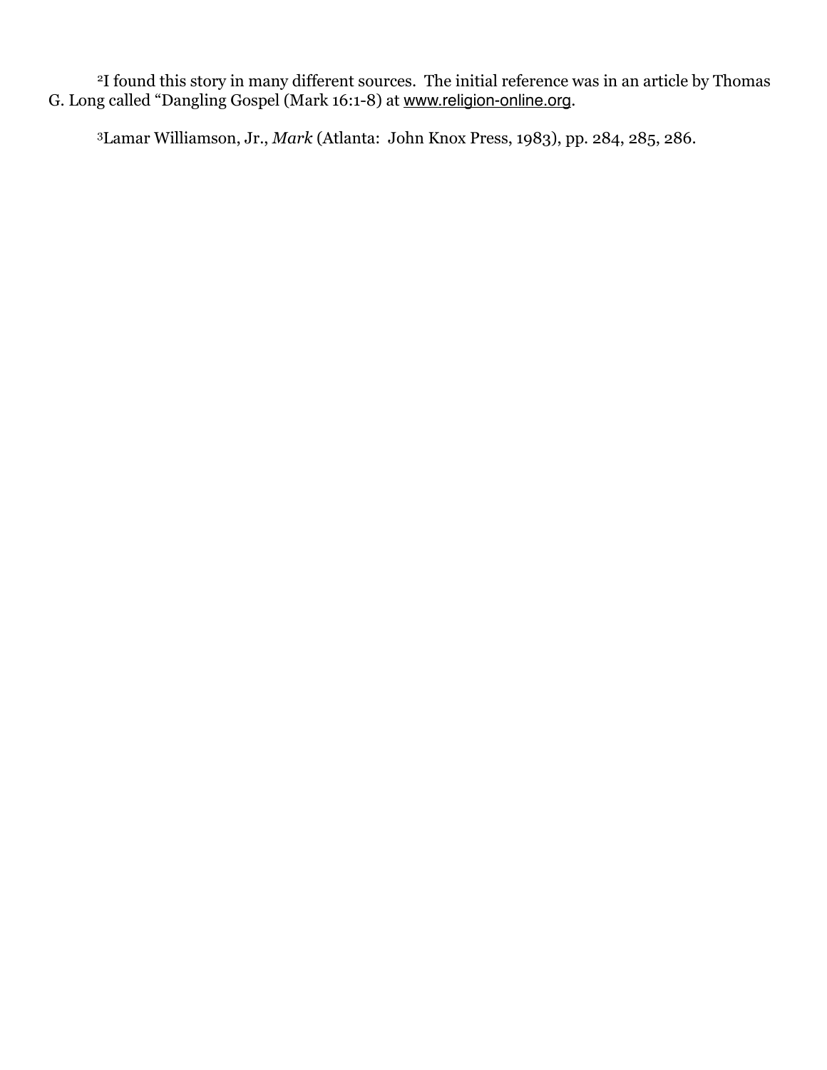[2]I found this story in many different sources. The initial reference was in an article by Thomas G. Long called "Dangling Gospel (Mark 16:1-8) at www.religion-online.org.

[3]Lamar Williamson, Jr., *Mark* (Atlanta: John Knox Press, 1983), pp. 284, 285, 286.